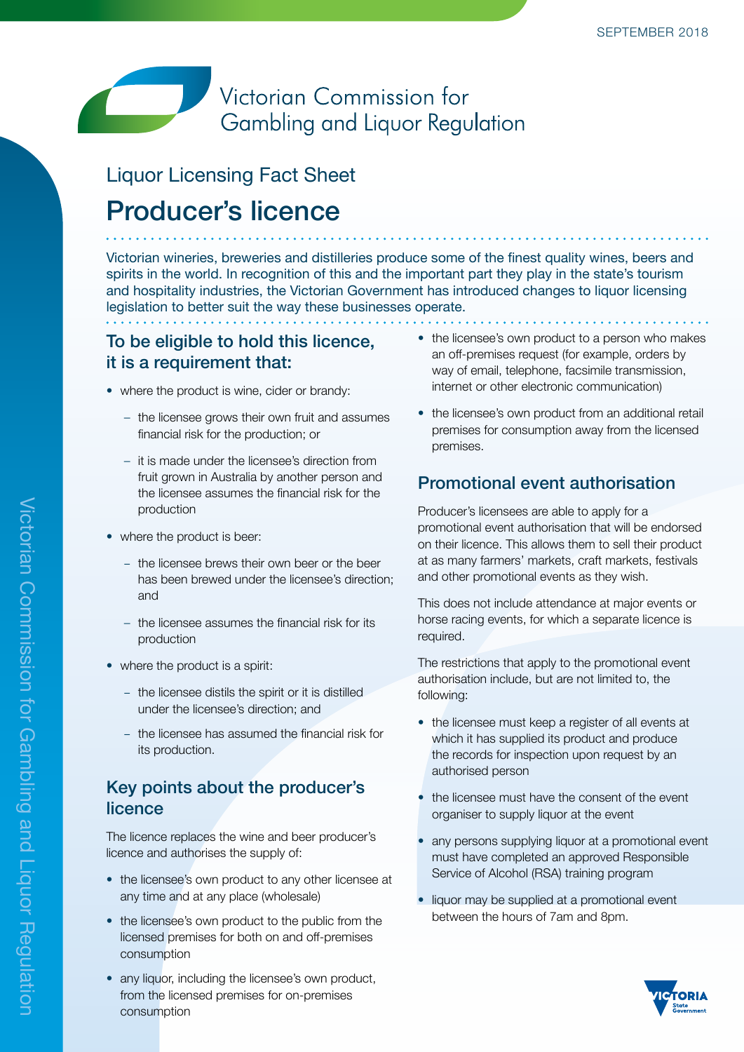Victorian Commission for Gambling and Liquor Regulation

SEPTEMBER 2018

Liquor Licensing Fact Sheet

# Producer's licence

Victorian wineries, breweries and distilleries produce some of the finest quality wines, beers and spirits in the world. In recognition of this and the important part they play in the state's tourism and hospitality industries, the Victorian Government has introduced changes to liquor licensing legislation to better suit the way these businesses operate.

## To be eligible to hold this licence, it is a requirement that:

- where the product is wine, cider or brandy:
  - the licensee grows their own fruit and assumes financial risk for the production; or
  - it is made under the licensee's direction from fruit grown in Australia by another person and the licensee assumes the financial risk for the production
- where the product is beer:
  - the licensee brews their own beer or the beer has been brewed under the licensee's direction; and
  - the licensee assumes the financial risk for its production
- where the product is a spirit:
  - the licensee distils the spirit or it is distilled under the licensee's direction; and
  - the licensee has assumed the financial risk for its production.

## Key points about the producer's licence

The licence replaces the wine and beer producer's licence and authorises the supply of:

- the licensee's own product to any other licensee at any time and at any place (wholesale)
- the licensee's own product to the public from the licensed premises for both on and off-premises consumption
- any liquor, including the licensee's own product, from the licensed premises for on-premises consumption
- the licensee's own product to a person who makes an off-premises request (for example, orders by way of email, telephone, facsimile transmission, internet or other electronic communication)
- the licensee's own product from an additional retail premises for consumption away from the licensed premises.

## Promotional event authorisation

Producer's licensees are able to apply for a promotional event authorisation that will be endorsed on their licence. This allows them to sell their product at as many farmers' markets, craft markets, festivals and other promotional events as they wish.

This does not include attendance at major events or horse racing events, for which a separate licence is required.

The restrictions that apply to the promotional event authorisation include, but are not limited to, the following:

- the licensee must keep a register of all events at which it has supplied its product and produce the records for inspection upon request by an authorised person
- the licensee must have the consent of the event organiser to supply liquor at the event
- any persons supplying liquor at a promotional event must have completed an approved Responsible Service of Alcohol (RSA) training program
- liquor may be supplied at a promotional event between the hours of 7am and 8pm.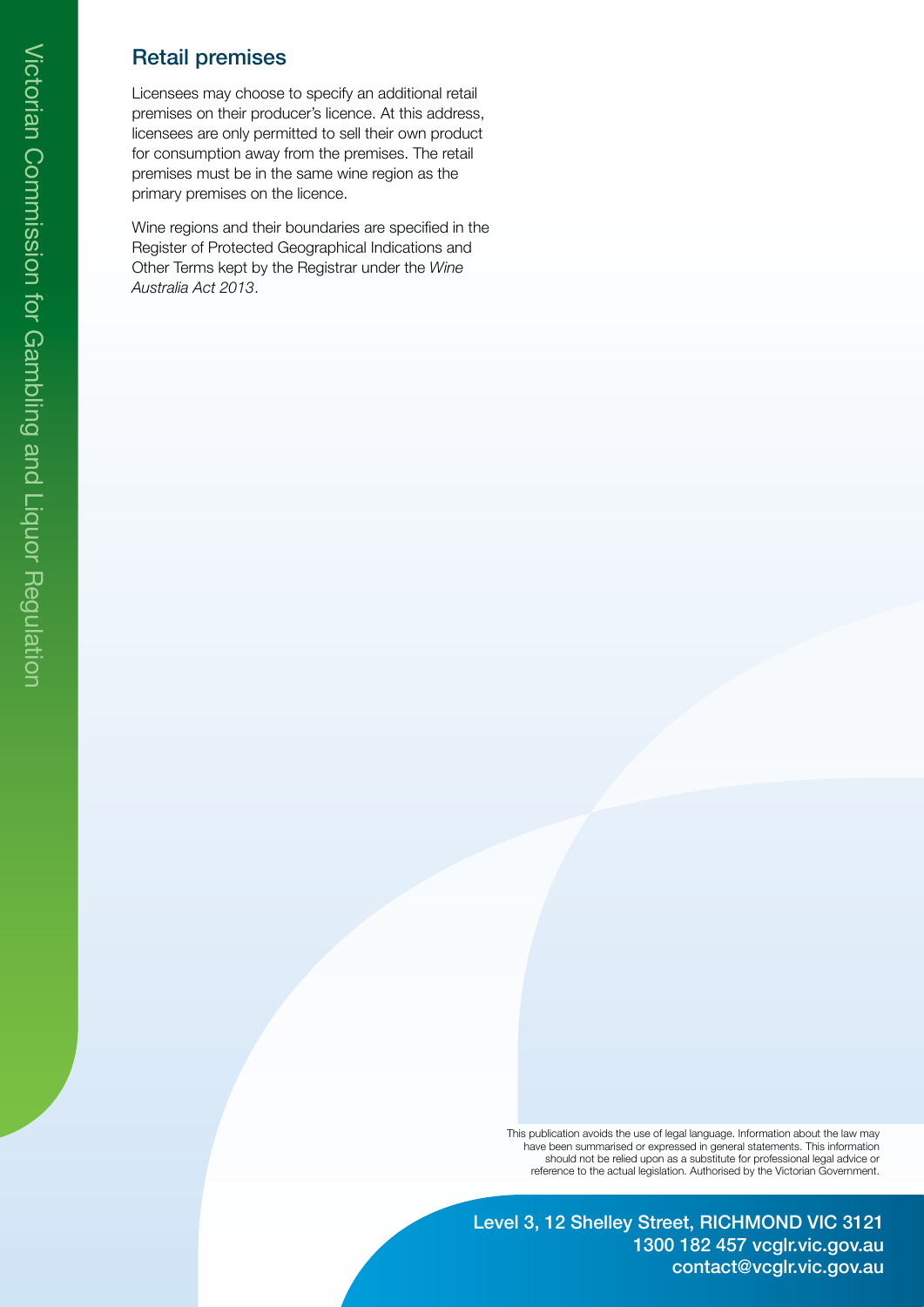## Retail premises

Licensees may choose to specify an additional retail premises on their producer's licence. At this address, licensees are only permitted to sell their own product for consumption away from the premises. The retail premises must be in the same wine region as the primary premises on the licence.

Wine regions and their boundaries are specified in the Register of Protected Geographical Indications and Other Terms kept by the Registrar under the *Wine Australia Act 2013*.

This publication avoids the use of legal language. Information about the law may have been summarised or expressed in general statements. This information should not be relied upon as a substitute for professional legal advice or reference to the actual legislation. Authorised by the Victorian Government.

Level 3, 12 Shelley Street, RICHMOND VIC 3121
1300 182 457 vcglr.vic.gov.au
contact@vcglr.vic.gov.au